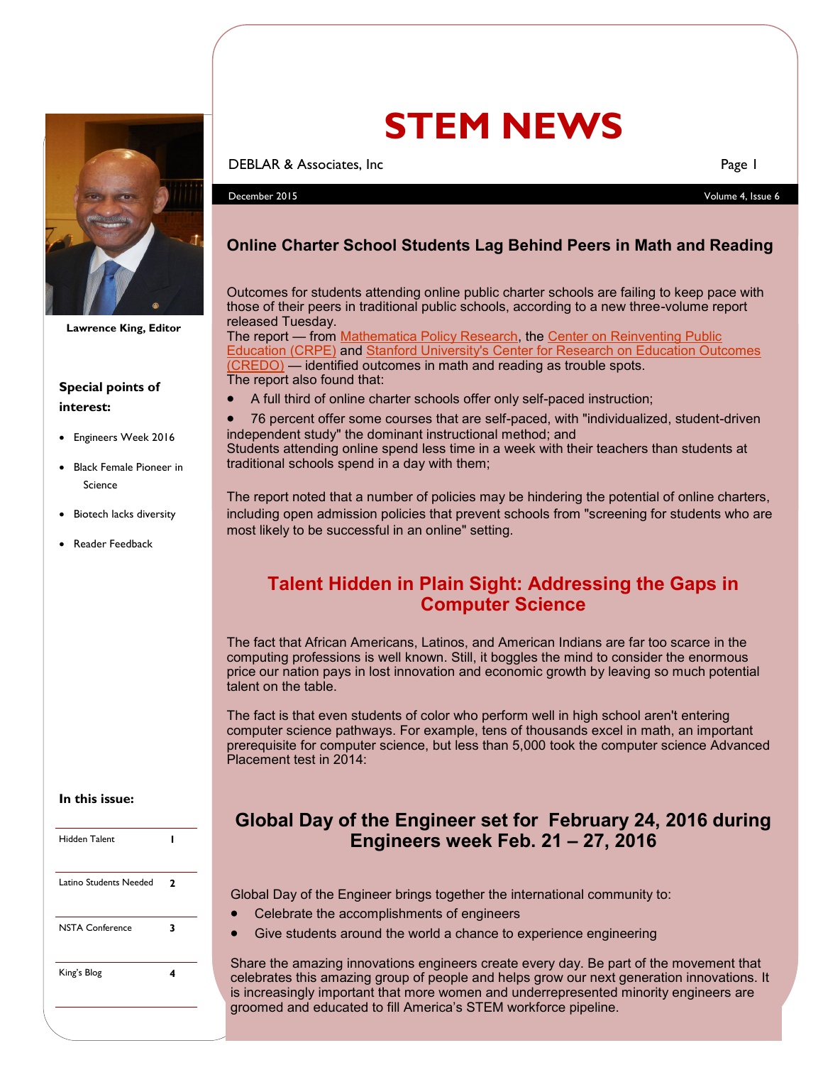# STEM NEWS

DEBLAR & Associates, Inc

December 2015 — Volume 4, Issue 6

Lawrence King, Editor

**Special points of interest:**

- Engineers Week 2016
- Black Female Pioneer in Science
- Biotech lacks diversity
- Reader Feedback

**In this issue:**

| | |
|---|---|
| Hidden Talent | 1 |
| Latino Students Needed | 2 |
| NSTA Conference | 3 |
| King's Blog | 4 |

## Online Charter School Students Lag Behind Peers in Math and Reading

Outcomes for students attending online public charter schools are failing to keep pace with those of their peers in traditional public schools, according to a new three-volume report released Tuesday.

The report — from Mathematica Policy Research, the Center on Reinventing Public Education (CRPE) and Stanford University's Center for Research on Education Outcomes (CREDO) — identified outcomes in math and reading as trouble spots.

The report also found that:

- A full third of online charter schools offer only self-paced instruction;
- 76 percent offer some courses that are self-paced, with "individualized, student-driven independent study" the dominant instructional method; and

Students attending online spend less time in a week with their teachers than students at traditional schools spend in a day with them;

The report noted that a number of policies may be hindering the potential of online charters, including open admission policies that prevent schools from "screening for students who are most likely to be successful in an online" setting.

## Talent Hidden in Plain Sight: Addressing the Gaps in Computer Science

The fact that African Americans, Latinos, and American Indians are far too scarce in the computing professions is well known. Still, it boggles the mind to consider the enormous price our nation pays in lost innovation and economic growth by leaving so much potential talent on the table.

The fact is that even students of color who perform well in high school aren't entering computer science pathways. For example, tens of thousands excel in math, an important prerequisite for computer science, but less than 5,000 took the computer science Advanced Placement test in 2014:

## Global Day of the Engineer set for February 24, 2016 during Engineers week Feb. 21 – 27, 2016

Global Day of the Engineer brings together the international community to:

- Celebrate the accomplishments of engineers
- Give students around the world a chance to experience engineering

Share the amazing innovations engineers create every day. Be part of the movement that celebrates this amazing group of people and helps grow our next generation innovations. It is increasingly important that more women and underrepresented minority engineers are groomed and educated to fill America's STEM workforce pipeline.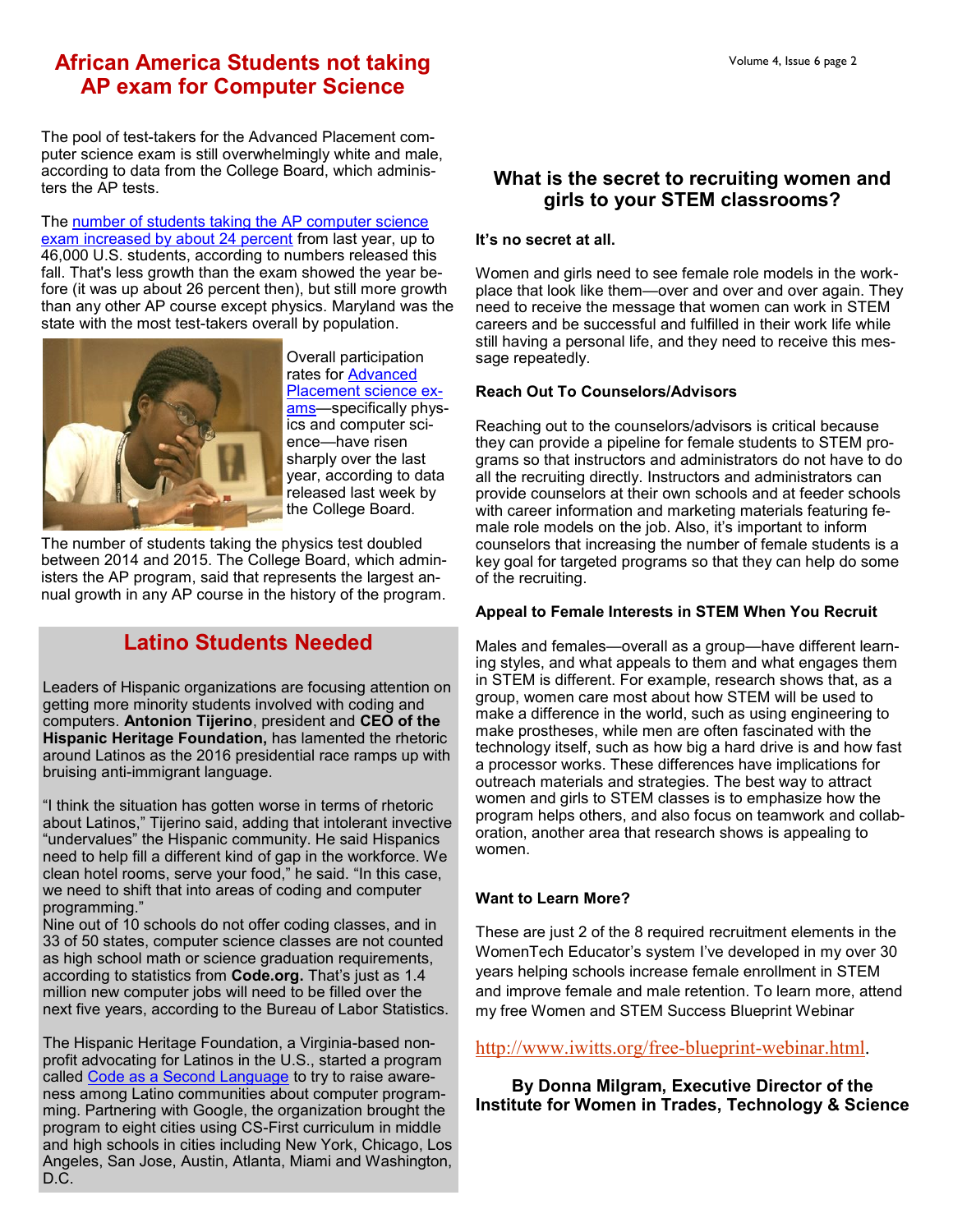## African America Students not taking AP exam for Computer Science

The pool of test-takers for the Advanced Placement computer science exam is still overwhelmingly white and male, according to data from the College Board, which administers the AP tests.

The number of students taking the AP computer science exam increased by about 24 percent from last year, up to 46,000 U.S. students, according to numbers released this fall. That's less growth than the exam showed the year before (it was up about 26 percent then), but still more growth than any other AP course except physics. Maryland was the state with the most test-takers overall by population.

Overall participation rates for Advanced Placement science exams—specifically physics and computer science—have risen sharply over the last year, according to data released last week by the College Board.

The number of students taking the physics test doubled between 2014 and 2015. The College Board, which administers the AP program, said that represents the largest annual growth in any AP course in the history of the program.

## Latino Students Needed

Leaders of Hispanic organizations are focusing attention on getting more minority students involved with coding and computers. **Antonion Tijerino**, president and **CEO of the Hispanic Heritage Foundation,** has lamented the rhetoric around Latinos as the 2016 presidential race ramps up with bruising anti-immigrant language.

"I think the situation has gotten worse in terms of rhetoric about Latinos," Tijerino said, adding that intolerant invective "undervalues" the Hispanic community. He said Hispanics need to help fill a different kind of gap in the workforce. We clean hotel rooms, serve your food," he said. "In this case, we need to shift that into areas of coding and computer programming."

Nine out of 10 schools do not offer coding classes, and in 33 of 50 states, computer science classes are not counted as high school math or science graduation requirements, according to statistics from **Code.org.** That's just as 1.4 million new computer jobs will need to be filled over the next five years, according to the Bureau of Labor Statistics.

The Hispanic Heritage Foundation, a Virginia-based nonprofit advocating for Latinos in the U.S., started a program called Code as a Second Language to try to raise awareness among Latino communities about computer programming. Partnering with Google, the organization brought the program to eight cities using CS-First curriculum in middle and high schools in cities including New York, Chicago, Los Angeles, San Jose, Austin, Atlanta, Miami and Washington, D.C.

## What is the secret to recruiting women and girls to your STEM classrooms?

**It's no secret at all.**

Women and girls need to see female role models in the workplace that look like them—over and over and over again. They need to receive the message that women can work in STEM careers and be successful and fulfilled in their work life while still having a personal life, and they need to receive this message repeatedly.

**Reach Out To Counselors/Advisors**

Reaching out to the counselors/advisors is critical because they can provide a pipeline for female students to STEM programs so that instructors and administrators do not have to do all the recruiting directly. Instructors and administrators can provide counselors at their own schools and at feeder schools with career information and marketing materials featuring female role models on the job. Also, it's important to inform counselors that increasing the number of female students is a key goal for targeted programs so that they can help do some of the recruiting.

**Appeal to Female Interests in STEM When You Recruit**

Males and females—overall as a group—have different learning styles, and what appeals to them and what engages them in STEM is different. For example, research shows that, as a group, women care most about how STEM will be used to make a difference in the world, such as using engineering to make prostheses, while men are often fascinated with the technology itself, such as how big a hard drive is and how fast a processor works. These differences have implications for outreach materials and strategies. The best way to attract women and girls to STEM classes is to emphasize how the program helps others, and also focus on teamwork and collaboration, another area that research shows is appealing to women.

**Want to Learn More?**

These are just 2 of the 8 required recruitment elements in the WomenTech Educator's system I've developed in my over 30 years helping schools increase female enrollment in STEM and improve female and male retention. To learn more, attend my free Women and STEM Success Blueprint Webinar

http://www.iwitts.org/free-blueprint-webinar.html.

**By Donna Milgram, Executive Director of the Institute for Women in Trades, Technology & Science**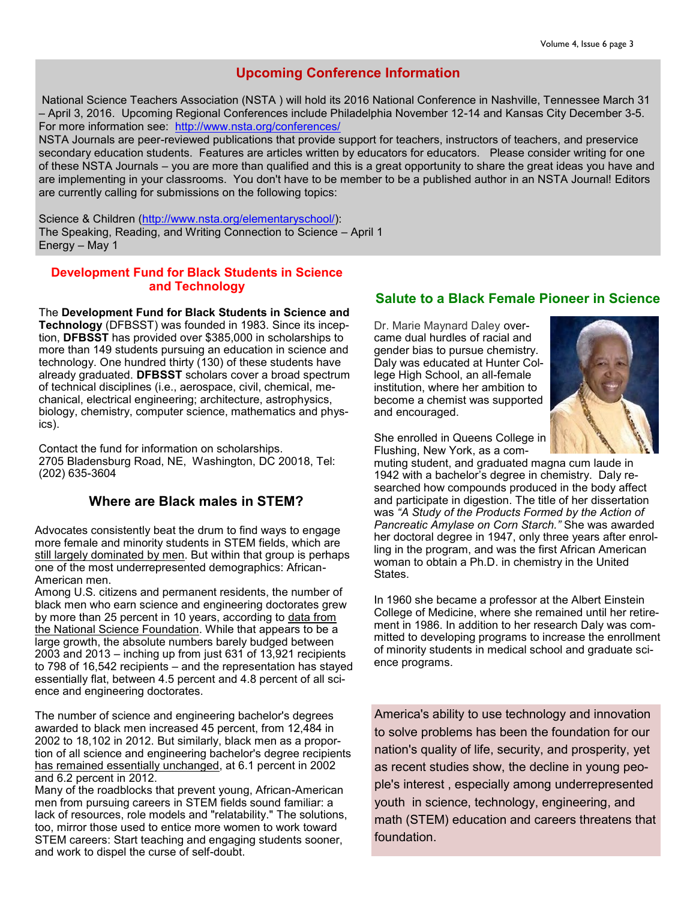## Upcoming Conference Information

National Science Teachers Association (NSTA ) will hold its 2016 National Conference in Nashville, Tennessee March 31 – April 3, 2016. Upcoming Regional Conferences include Philadelphia November 12-14 and Kansas City December 3-5. For more information see: http://www.nsta.org/conferences/

NSTA Journals are peer-reviewed publications that provide support for teachers, instructors of teachers, and preservice secondary education students. Features are articles written by educators for educators. Please consider writing for one of these NSTA Journals – you are more than qualified and this is a great opportunity to share the great ideas you have and are implementing in your classrooms. You don't have to be member to be a published author in an NSTA Journal! Editors are currently calling for submissions on the following topics:

Science & Children (http://www.nsta.org/elementaryschool/):
The Speaking, Reading, and Writing Connection to Science – April 1
Energy – May 1

## Development Fund for Black Students in Science and Technology

The **Development Fund for Black Students in Science and Technology** (DFBSST) was founded in 1983. Since its inception, **DFBSST** has provided over $385,000 in scholarships to more than 149 students pursuing an education in science and technology. One hundred thirty (130) of these students have already graduated. **DFBSST** scholars cover a broad spectrum of technical disciplines (i.e., aerospace, civil, chemical, mechanical, electrical engineering; architecture, astrophysics, biology, chemistry, computer science, mathematics and physics).

Contact the fund for information on scholarships.
2705 Bladensburg Road, NE, Washington, DC 20018, Tel: (202) 635-3604

## Where are Black males in STEM?

Advocates consistently beat the drum to find ways to engage more female and minority students in STEM fields, which are still largely dominated by men. But within that group is perhaps one of the most underrepresented demographics: African-American men.

Among U.S. citizens and permanent residents, the number of black men who earn science and engineering doctorates grew by more than 25 percent in 10 years, according to data from the National Science Foundation. While that appears to be a large growth, the absolute numbers barely budged between 2003 and 2013 – inching up from just 631 of 13,921 recipients to 798 of 16,542 recipients – and the representation has stayed essentially flat, between 4.5 percent and 4.8 percent of all science and engineering doctorates.

The number of science and engineering bachelor's degrees awarded to black men increased 45 percent, from 12,484 in 2002 to 18,102 in 2012. But similarly, black men as a proportion of all science and engineering bachelor's degree recipients has remained essentially unchanged, at 6.1 percent in 2002 and 6.2 percent in 2012.

Many of the roadblocks that prevent young, African-American men from pursuing careers in STEM fields sound familiar: a lack of resources, role models and "relatability." The solutions, too, mirror those used to entice more women to work toward STEM careers: Start teaching and engaging students sooner, and work to dispel the curse of self-doubt.

## Salute to a Black Female Pioneer in Science

Dr. Marie Maynard Daley overcame dual hurdles of racial and gender bias to pursue chemistry. Daly was educated at Hunter College High School, an all-female institution, where her ambition to become a chemist was supported and encouraged.

She enrolled in Queens College in Flushing, New York, as a commuting student, and graduated magna cum laude in 1942 with a bachelor's degree in chemistry. Daly researched how compounds produced in the body affect and participate in digestion. The title of her dissertation was *"A Study of the Products Formed by the Action of Pancreatic Amylase on Corn Starch."* She was awarded her doctoral degree in 1947, only three years after enrolling in the program, and was the first African American woman to obtain a Ph.D. in chemistry in the United States.

In 1960 she became a professor at the Albert Einstein College of Medicine, where she remained until her retirement in 1986. In addition to her research Daly was committed to developing programs to increase the enrollment of minority students in medical school and graduate science programs.

America's ability to use technology and innovation to solve problems has been the foundation for our nation's quality of life, security, and prosperity, yet as recent studies show, the decline in young people's interest , especially among underrepresented youth in science, technology, engineering, and math (STEM) education and careers threatens that foundation.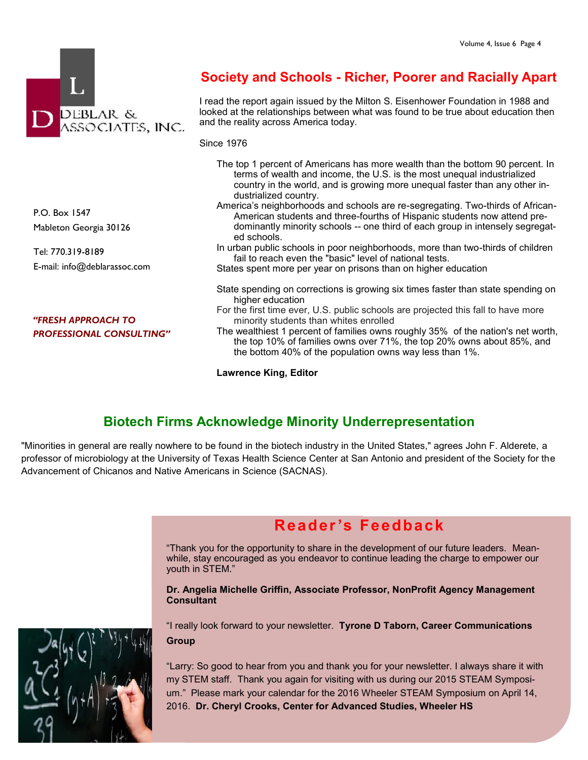DEBLAR & ASSOCIATES, INC.

P.O. Box 1547
Mableton Georgia 30126

Tel: 770.319-8189
E-mail: info@deblarassoc.com

***"FRESH APPROACH TO PROFESSIONAL CONSULTING"***

## Society and Schools - Richer, Poorer and Racially Apart

I read the report again issued by the Milton S. Eisenhower Foundation in 1988 and looked at the relationships between what was found to be true about education then and the reality across America today.

Since 1976

- The top 1 percent of Americans has more wealth than the bottom 90 percent. In terms of wealth and income, the U.S. is the most unequal industrialized country in the world, and is growing more unequal faster than any other industrialized country.
- America's neighborhoods and schools are re-segregating. Two-thirds of African-American students and three-fourths of Hispanic students now attend predominantly minority schools -- one third of each group in intensely segregated schools.
- In urban public schools in poor neighborhoods, more than two-thirds of children fail to reach even the "basic" level of national tests.
- States spent more per year on prisons than on higher education
- State spending on corrections is growing six times faster than state spending on higher education
- For the first time ever, U.S. public schools are projected this fall to have more minority students than whites enrolled
- The wealthiest 1 percent of families owns roughly 35% of the nation's net worth, the top 10% of families owns over 71%, the top 20% owns about 85%, and the bottom 40% of the population owns way less than 1%.

**Lawrence King, Editor**

## Biotech Firms Acknowledge Minority Underrepresentation

"Minorities in general are really nowhere to be found in the biotech industry in the United States," agrees John F. Alderete, a professor of microbiology at the University of Texas Health Science Center at San Antonio and president of the Society for the Advancement of Chicanos and Native Americans in Science (SACNAS).

## Reader's Feedback

"Thank you for the opportunity to share in the development of our future leaders. Meanwhile, stay encouraged as you endeavor to continue leading the charge to empower our youth in STEM."

**Dr. Angelia Michelle Griffin, Associate Professor, NonProfit Agency Management Consultant**

"I really look forward to your newsletter. **Tyrone D Taborn, Career Communications Group**

"Larry: So good to hear from you and thank you for your newsletter. I always share it with my STEM staff. Thank you again for visiting with us during our 2015 STEAM Symposium." Please mark your calendar for the 2016 Wheeler STEAM Symposium on April 14, 2016. **Dr. Cheryl Crooks, Center for Advanced Studies, Wheeler HS**